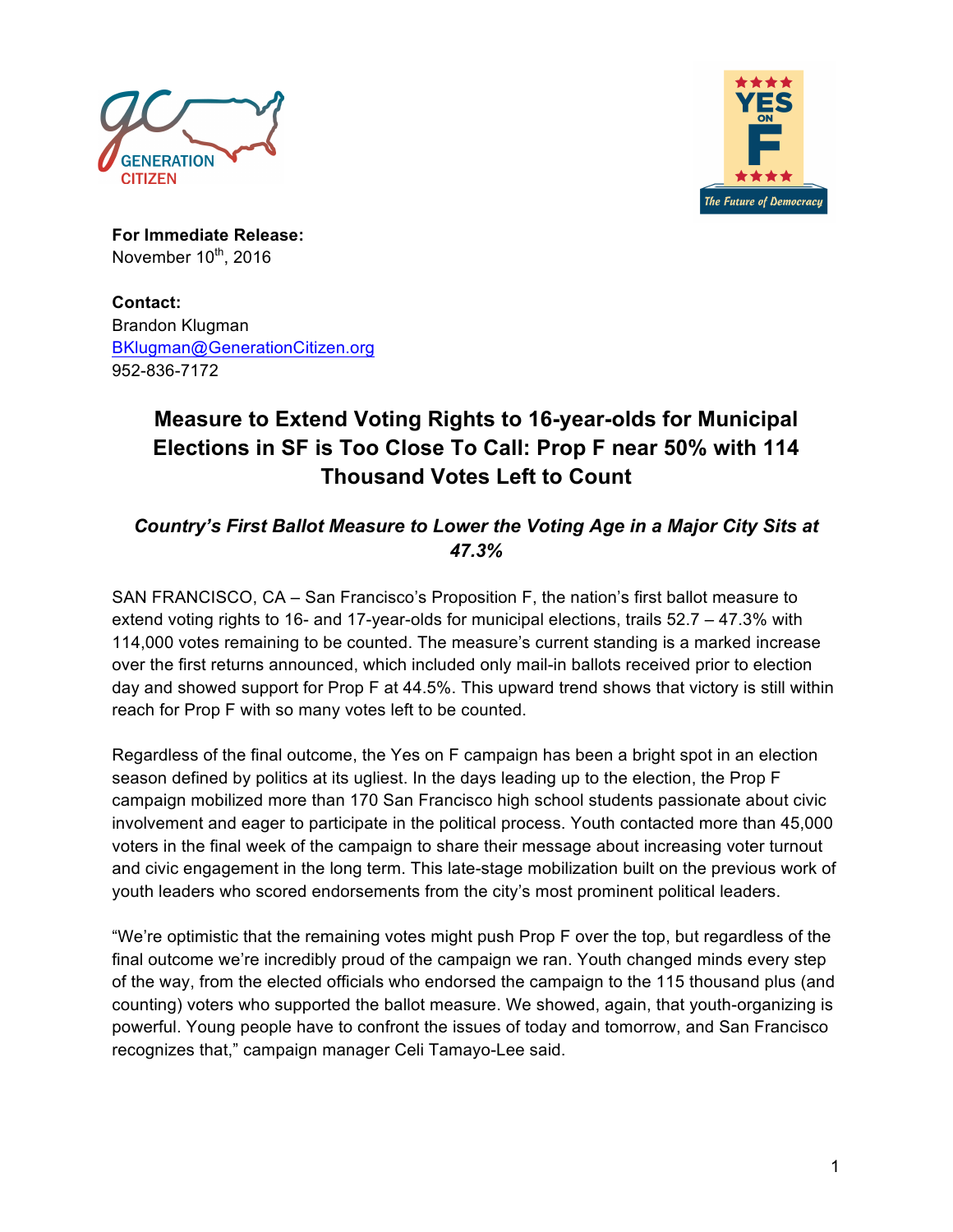**For Immediate Release:**
November 10th, 2016

**Contact:**
Brandon Klugman
BKlugman@GenerationCitizen.org
952-836-7172

# Measure to Extend Voting Rights to 16-year-olds for Municipal Elections in SF is Too Close To Call: Prop F near 50% with 114 Thousand Votes Left to Count

## *Country's First Ballot Measure to Lower the Voting Age in a Major City Sits at 47.3%*

SAN FRANCISCO, CA – San Francisco's Proposition F, the nation's first ballot measure to extend voting rights to 16- and 17-year-olds for municipal elections, trails 52.7 – 47.3% with 114,000 votes remaining to be counted. The measure's current standing is a marked increase over the first returns announced, which included only mail-in ballots received prior to election day and showed support for Prop F at 44.5%. This upward trend shows that victory is still within reach for Prop F with so many votes left to be counted.

Regardless of the final outcome, the Yes on F campaign has been a bright spot in an election season defined by politics at its ugliest. In the days leading up to the election, the Prop F campaign mobilized more than 170 San Francisco high school students passionate about civic involvement and eager to participate in the political process. Youth contacted more than 45,000 voters in the final week of the campaign to share their message about increasing voter turnout and civic engagement in the long term. This late-stage mobilization built on the previous work of youth leaders who scored endorsements from the city's most prominent political leaders.

"We're optimistic that the remaining votes might push Prop F over the top, but regardless of the final outcome we're incredibly proud of the campaign we ran. Youth changed minds every step of the way, from the elected officials who endorsed the campaign to the 115 thousand plus (and counting) voters who supported the ballot measure. We showed, again, that youth-organizing is powerful. Young people have to confront the issues of today and tomorrow, and San Francisco recognizes that," campaign manager Celi Tamayo-Lee said.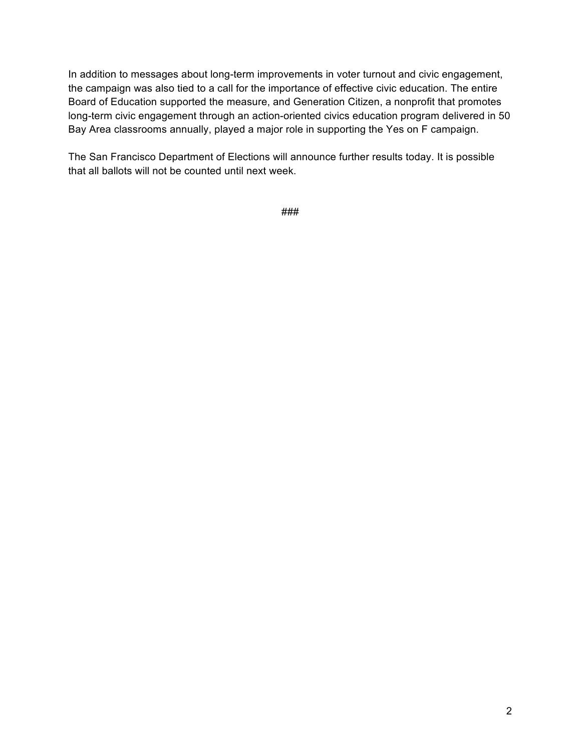In addition to messages about long-term improvements in voter turnout and civic engagement, the campaign was also tied to a call for the importance of effective civic education. The entire Board of Education supported the measure, and Generation Citizen, a nonprofit that promotes long-term civic engagement through an action-oriented civics education program delivered in 50 Bay Area classrooms annually, played a major role in supporting the Yes on F campaign.

The San Francisco Department of Elections will announce further results today. It is possible that all ballots will not be counted until next week.

###